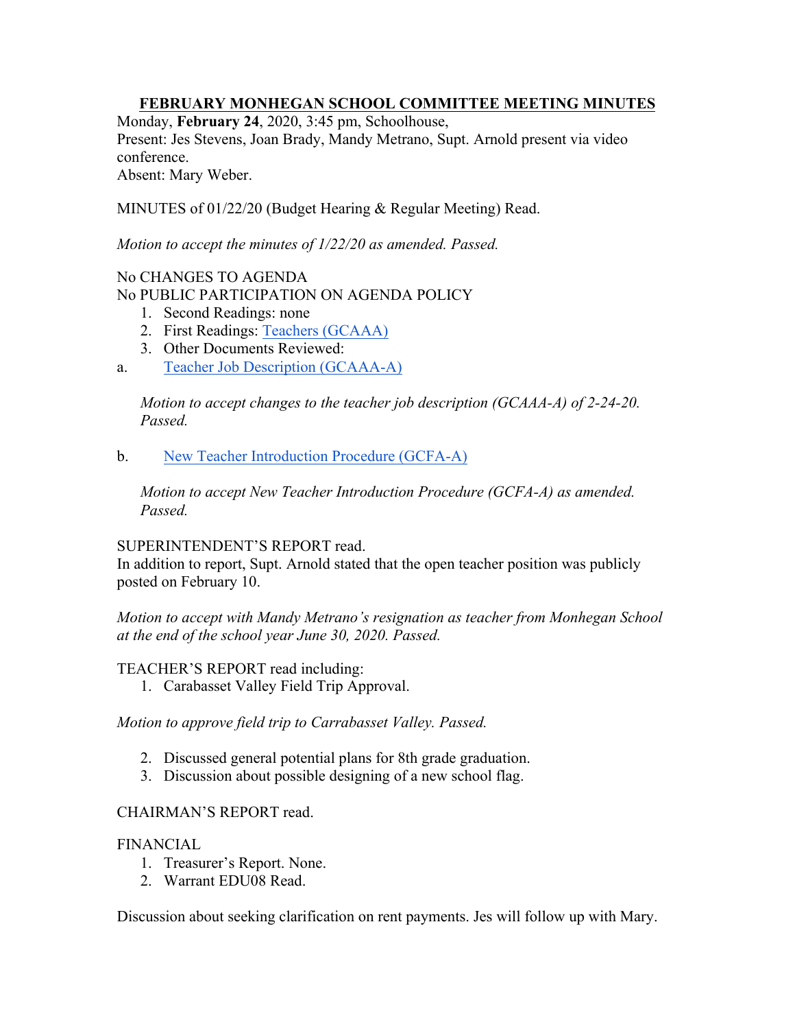# FEBRUARY MONHEGAN SCHOOL COMMITTEE MEETING MINUTES

Monday, **February 24**, 2020, 3:45 pm, Schoolhouse,
Present: Jes Stevens, Joan Brady, Mandy Metrano, Supt. Arnold present via video conference.
Absent: Mary Weber.

MINUTES of 01/22/20 (Budget Hearing & Regular Meeting) Read.

*Motion to accept the minutes of 1/22/20 as amended. Passed.*

No CHANGES TO AGENDA
No PUBLIC PARTICIPATION ON AGENDA POLICY

1. Second Readings: none
2. First Readings: Teachers (GCAAA)
3. Other Documents Reviewed:

a. Teacher Job Description (GCAAA-A)

*Motion to accept changes to the teacher job description (GCAAA-A) of 2-24-20. Passed.*

b. New Teacher Introduction Procedure (GCFA-A)

*Motion to accept New Teacher Introduction Procedure (GCFA-A) as amended. Passed.*

SUPERINTENDENT'S REPORT read.
In addition to report, Supt. Arnold stated that the open teacher position was publicly posted on February 10.

*Motion to accept with Mandy Metrano's resignation as teacher from Monhegan School at the end of the school year June 30, 2020. Passed.*

TEACHER'S REPORT read including:

1. Carabasset Valley Field Trip Approval.

*Motion to approve field trip to Carrabasset Valley. Passed.*

2. Discussed general potential plans for 8th grade graduation.
3. Discussion about possible designing of a new school flag.

CHAIRMAN'S REPORT read.

FINANCIAL

1. Treasurer's Report. None.
2. Warrant EDU08 Read.

Discussion about seeking clarification on rent payments. Jes will follow up with Mary.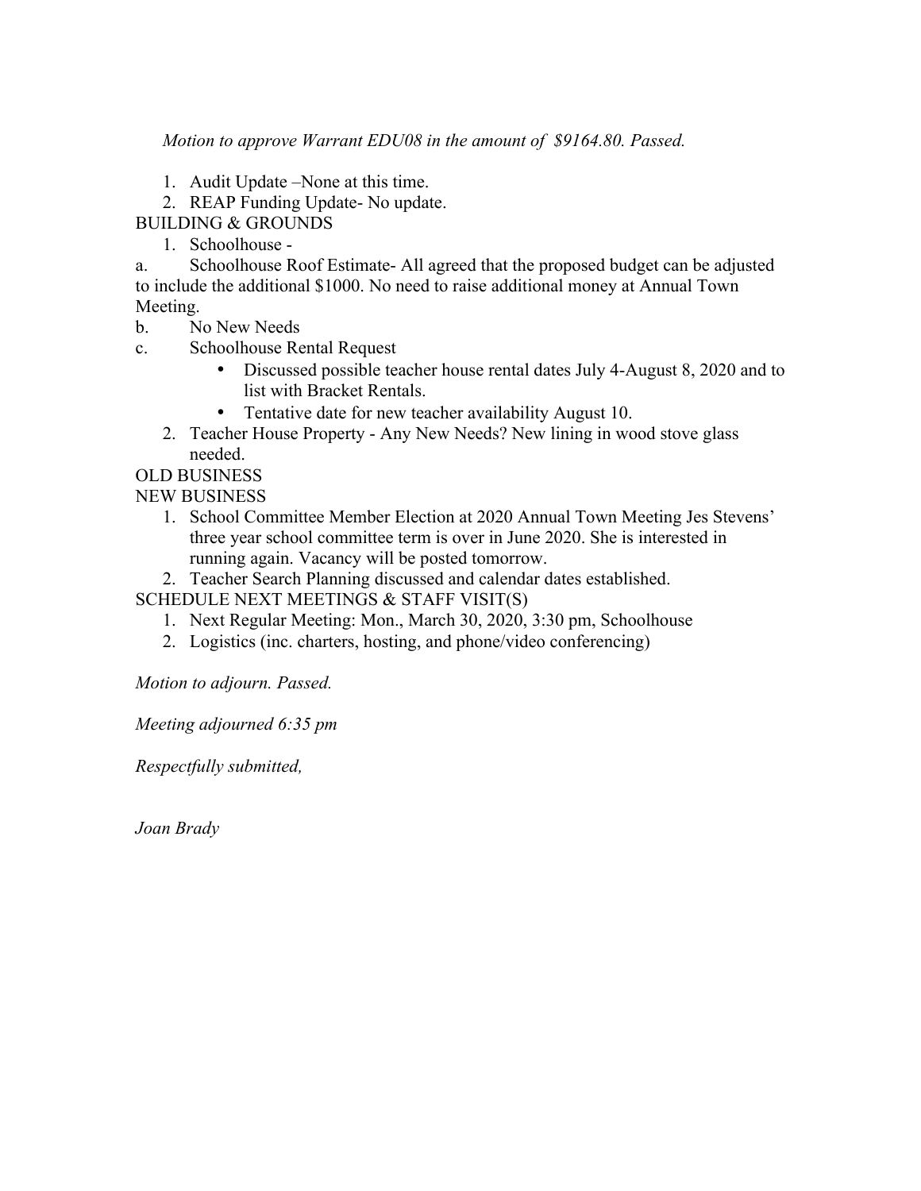*Motion to approve Warrant EDU08 in the amount of $9164.80. Passed.*

1. Audit Update –None at this time.
2. REAP Funding Update- No update.

BUILDING & GROUNDS

1. Schoolhouse -

a. Schoolhouse Roof Estimate- All agreed that the proposed budget can be adjusted to include the additional $1000. No need to raise additional money at Annual Town Meeting.

b. No New Needs

c. Schoolhouse Rental Request

- Discussed possible teacher house rental dates July 4-August 8, 2020 and to list with Bracket Rentals.
- Tentative date for new teacher availability August 10.

2. Teacher House Property - Any New Needs? New lining in wood stove glass needed.

OLD BUSINESS

NEW BUSINESS

1. School Committee Member Election at 2020 Annual Town Meeting Jes Stevens' three year school committee term is over in June 2020. She is interested in running again. Vacancy will be posted tomorrow.
2. Teacher Search Planning discussed and calendar dates established.

SCHEDULE NEXT MEETINGS & STAFF VISIT(S)

1. Next Regular Meeting: Mon., March 30, 2020, 3:30 pm, Schoolhouse
2. Logistics (inc. charters, hosting, and phone/video conferencing)

*Motion to adjourn. Passed.*

*Meeting adjourned 6:35 pm*

*Respectfully submitted,*

*Joan Brady*